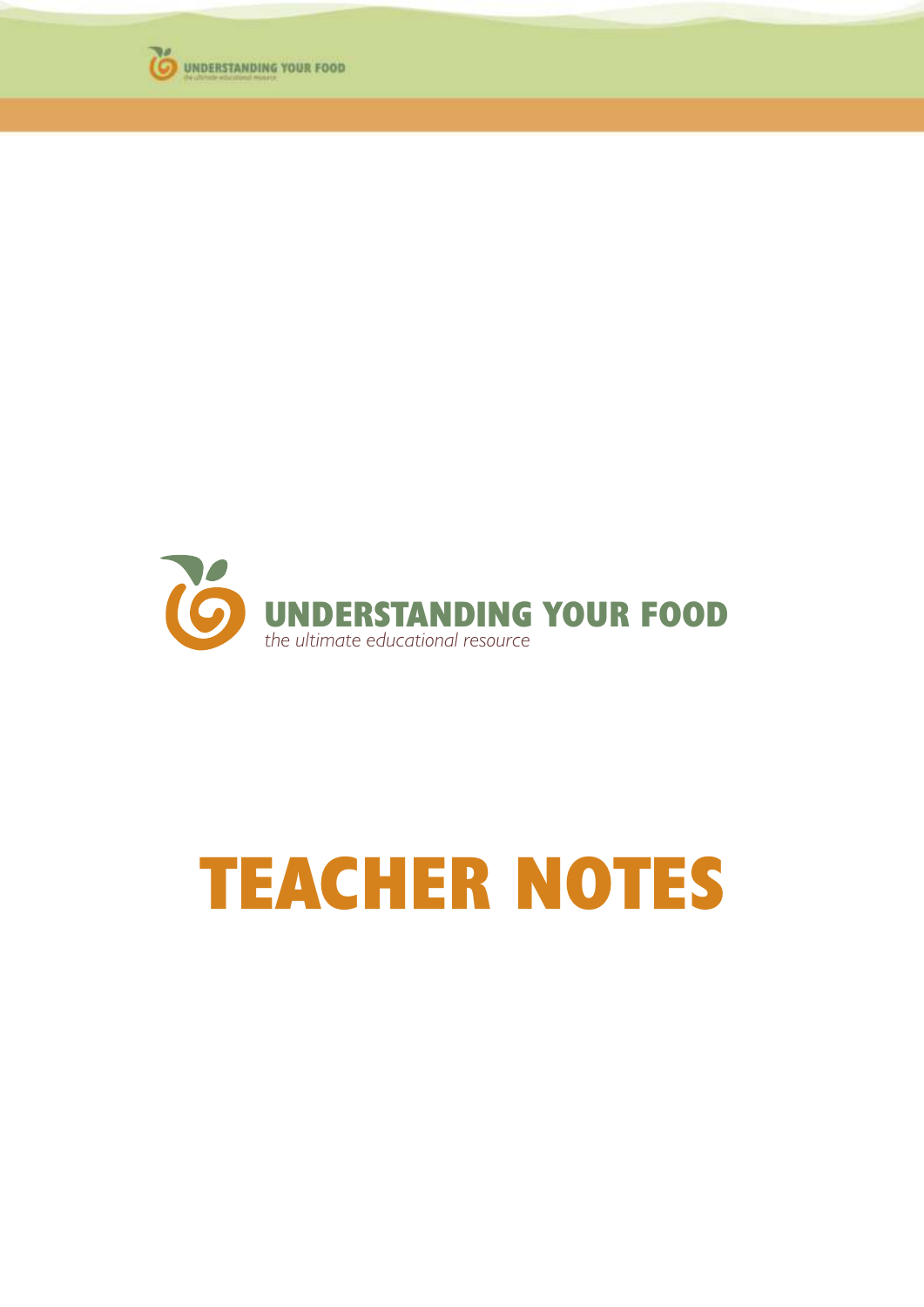# UNDERSTANDING YOUR FOOD

*the ultimate educational resource*

# TEACHER NOTES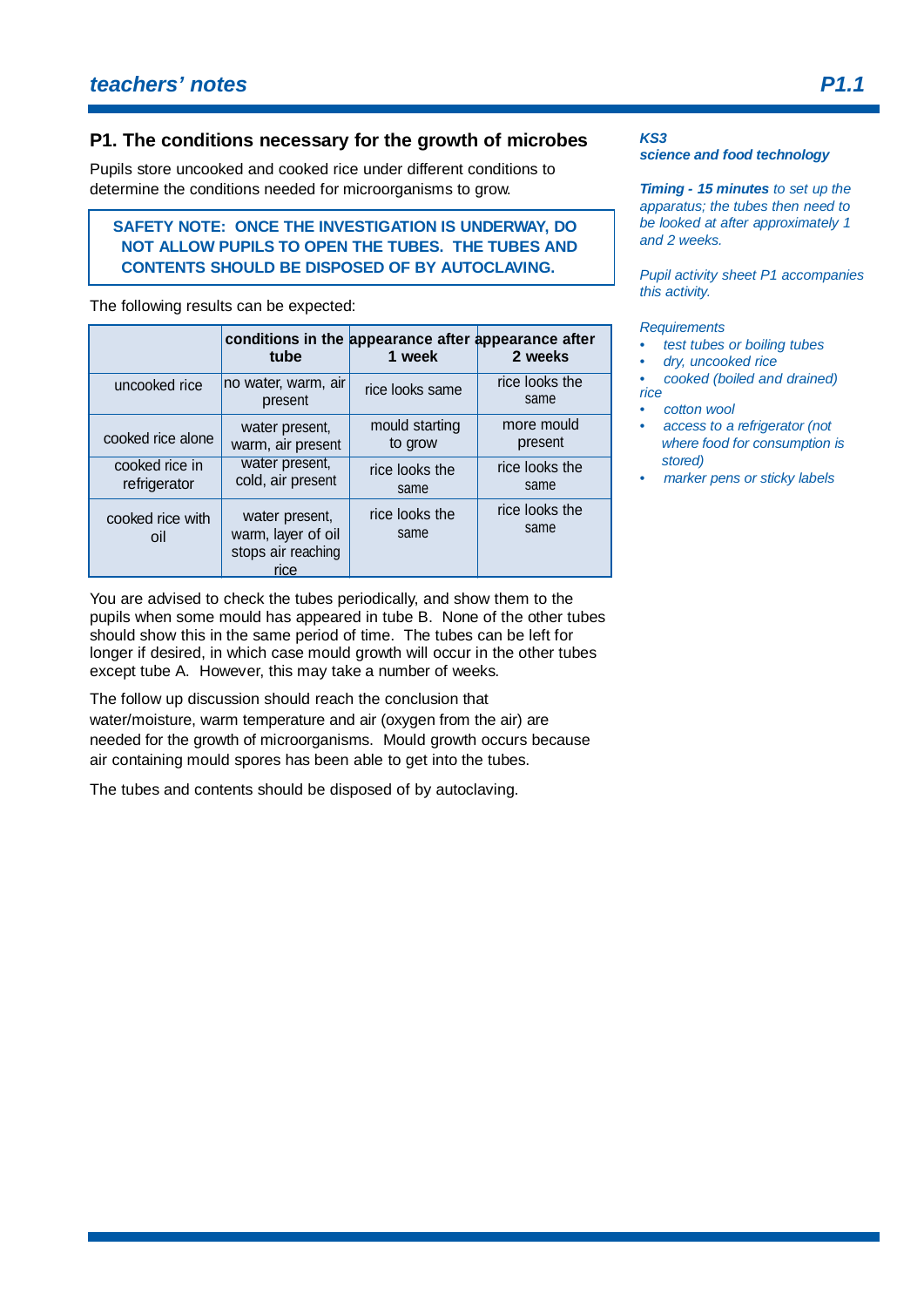## teachers' notes

## P1. The conditions necessary for the growth of microbes

Pupils store uncooked and cooked rice under different conditions to determine the conditions needed for microorganisms to grow.

**SAFETY NOTE: ONCE THE INVESTIGATION IS UNDERWAY, DO NOT ALLOW PUPILS TO OPEN THE TUBES. THE TUBES AND CONTENTS SHOULD BE DISPOSED OF BY AUTOCLAVING.**

The following results can be expected:

| | conditions in the tube | appearance after 1 week | appearance after 2 weeks |
|---|---|---|---|
| uncooked rice | no water, warm, air present | rice looks same | rice looks the same |
| cooked rice alone | water present, warm, air present | mould starting to grow | more mould present |
| cooked rice in refrigerator | water present, cold, air present | rice looks the same | rice looks the same |
| cooked rice with oil | water present, warm, layer of oil stops air reaching rice | rice looks the same | rice looks the same |

You are advised to check the tubes periodically, and show them to the pupils when some mould has appeared in tube B. None of the other tubes should show this in the same period of time. The tubes can be left for longer if desired, in which case mould growth will occur in the other tubes except tube A. However, this may take a number of weeks.

The follow up discussion should reach the conclusion that water/moisture, warm temperature and air (oxygen from the air) are needed for the growth of microorganisms. Mould growth occurs because air containing mould spores has been able to get into the tubes.

The tubes and contents should be disposed of by autoclaving.

***KS3***
***science and food technology***

***Timing - 15 minutes*** *to set up the apparatus; the tubes then need to be looked at after approximately 1 and 2 weeks.*

*Pupil activity sheet P1 accompanies this activity.*

*Requirements*

- *test tubes or boiling tubes*
- *dry, uncooked rice*
- *cooked (boiled and drained) rice*
- *cotton wool*
- *access to a refrigerator (not where food for consumption is stored)*
- *marker pens or sticky labels*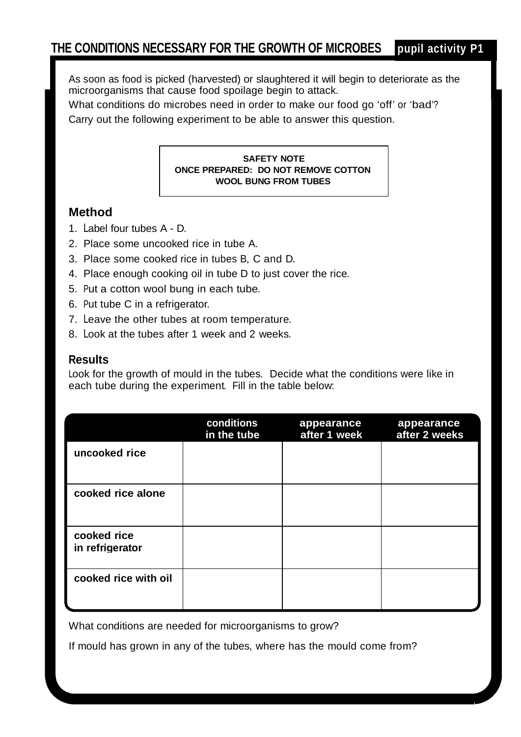## THE CONDITIONS NECESSARY FOR THE GROWTH OF MICROBES

**pupil activity P1**

As soon as food is picked (harvested) or slaughtered it will begin to deteriorate as the microorganisms that cause food spoilage begin to attack.

What conditions do microbes need in order to make our food go 'off' or 'bad'?

Carry out the following experiment to be able to answer this question.

**SAFETY NOTE**
**ONCE PREPARED: DO NOT REMOVE COTTON WOOL BUNG FROM TUBES**

### Method

1. Label four tubes A - D.
2. Place some uncooked rice in tube A.
3. Place some cooked rice in tubes B, C and D.
4. Place enough cooking oil in tube D to just cover the rice.
5. Put a cotton wool bung in each tube.
6. Put tube C in a refrigerator.
7. Leave the other tubes at room temperature.
8. Look at the tubes after 1 week and 2 weeks.

### Results

Look for the growth of mould in the tubes. Decide what the conditions were like in each tube during the experiment. Fill in the table below:

| | conditions in the tube | appearance after 1 week | appearance after 2 weeks |
|---|---|---|---|
| **uncooked rice** | | | |
| **cooked rice alone** | | | |
| **cooked rice in refrigerator** | | | |
| **cooked rice with oil** | | | |

What conditions are needed for microorganisms to grow?

If mould has grown in any of the tubes, where has the mould come from?